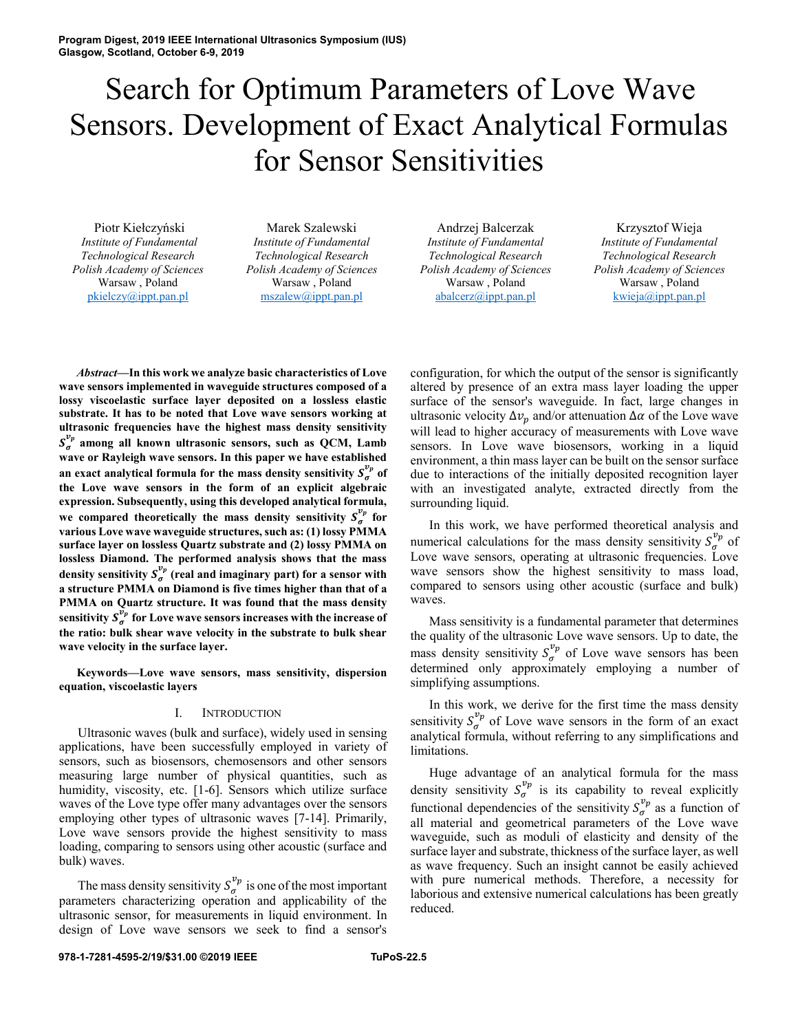# Search for Optimum Parameters of Love Wave Sensors. Development of Exact Analytical Formulas for Sensor Sensitivities

Piotr Kiełczyński
*Institute of Fundamental Technological Research*
*Polish Academy of Sciences*
Warsaw , Poland
pkielczy@ippt.pan.pl

Marek Szalewski
*Institute of Fundamental Technological Research*
*Polish Academy of Sciences*
Warsaw , Poland
mszalew@ippt.pan.pl

Andrzej Balcerzak
*Institute of Fundamental Technological Research*
*Polish Academy of Sciences*
Warsaw , Poland
abalcerz@ippt.pan.pl

Krzysztof Wieja
*Institute of Fundamental Technological Research*
*Polish Academy of Sciences*
Warsaw , Poland
kwieja@ippt.pan.pl

***Abstract*—In this work we analyze basic characteristics of Love wave sensors implemented in waveguide structures composed of a lossy viscoelastic surface layer deposited on a lossless elastic substrate. It has to be noted that Love wave sensors working at ultrasonic frequencies have the highest mass density sensitivity $S_{\sigma}^{v_p}$ among all known ultrasonic sensors, such as QCM, Lamb wave or Rayleigh wave sensors. In this paper we have established an exact analytical formula for the mass density sensitivity $S_{\sigma}^{v_p}$ of the Love wave sensors in the form of an explicit algebraic expression. Subsequently, using this developed analytical formula, we compared theoretically the mass density sensitivity $S_{\sigma}^{v_p}$ for various Love wave waveguide structures, such as: (1) lossy PMMA surface layer on lossless Quartz substrate and (2) lossy PMMA on lossless Diamond. The performed analysis shows that the mass density sensitivity $S_{\sigma}^{v_p}$ (real and imaginary part) for a sensor with a structure PMMA on Diamond is five times higher than that of a PMMA on Quartz structure. It was found that the mass density sensitivity $S_{\sigma}^{v_p}$ for Love wave sensors increases with the increase of the ratio: bulk shear wave velocity in the substrate to bulk shear wave velocity in the surface layer.**

***Keywords*—Love wave sensors, mass sensitivity, dispersion equation, viscoelastic layers**

## I. Introduction

Ultrasonic waves (bulk and surface), widely used in sensing applications, have been successfully employed in variety of sensors, such as biosensors, chemosensors and other sensors measuring large number of physical quantities, such as humidity, viscosity, etc. [1-6]. Sensors which utilize surface waves of the Love type offer many advantages over the sensors employing other types of ultrasonic waves [7-14]. Primarily, Love wave sensors provide the highest sensitivity to mass loading, comparing to sensors using other acoustic (surface and bulk) waves.

The mass density sensitivity $S_{\sigma}^{v_p}$ is one of the most important parameters characterizing operation and applicability of the ultrasonic sensor, for measurements in liquid environment. In design of Love wave sensors we seek to find a sensor's configuration, for which the output of the sensor is significantly altered by presence of an extra mass layer loading the upper surface of the sensor's waveguide. In fact, large changes in ultrasonic velocity $\Delta v_p$ and/or attenuation $\Delta\alpha$ of the Love wave will lead to higher accuracy of measurements with Love wave sensors. In Love wave biosensors, working in a liquid environment, a thin mass layer can be built on the sensor surface due to interactions of the initially deposited recognition layer with an investigated analyte, extracted directly from the surrounding liquid.

In this work, we have performed theoretical analysis and numerical calculations for the mass density sensitivity $S_{\sigma}^{v_p}$ of Love wave sensors, operating at ultrasonic frequencies. Love wave sensors show the highest sensitivity to mass load, compared to sensors using other acoustic (surface and bulk) waves.

Mass sensitivity is a fundamental parameter that determines the quality of the ultrasonic Love wave sensors. Up to date, the mass density sensitivity $S_{\sigma}^{v_p}$ of Love wave sensors has been determined only approximately employing a number of simplifying assumptions.

In this work, we derive for the first time the mass density sensitivity $S_{\sigma}^{v_p}$ of Love wave sensors in the form of an exact analytical formula, without referring to any simplifications and limitations.

Huge advantage of an analytical formula for the mass density sensitivity $S_{\sigma}^{v_p}$ is its capability to reveal explicitly functional dependencies of the sensitivity $S_{\sigma}^{v_p}$ as a function of all material and geometrical parameters of the Love wave waveguide, such as moduli of elasticity and density of the surface layer and substrate, thickness of the surface layer, as well as wave frequency. Such an insight cannot be easily achieved with pure numerical methods. Therefore, a necessity for laborious and extensive numerical calculations has been greatly reduced.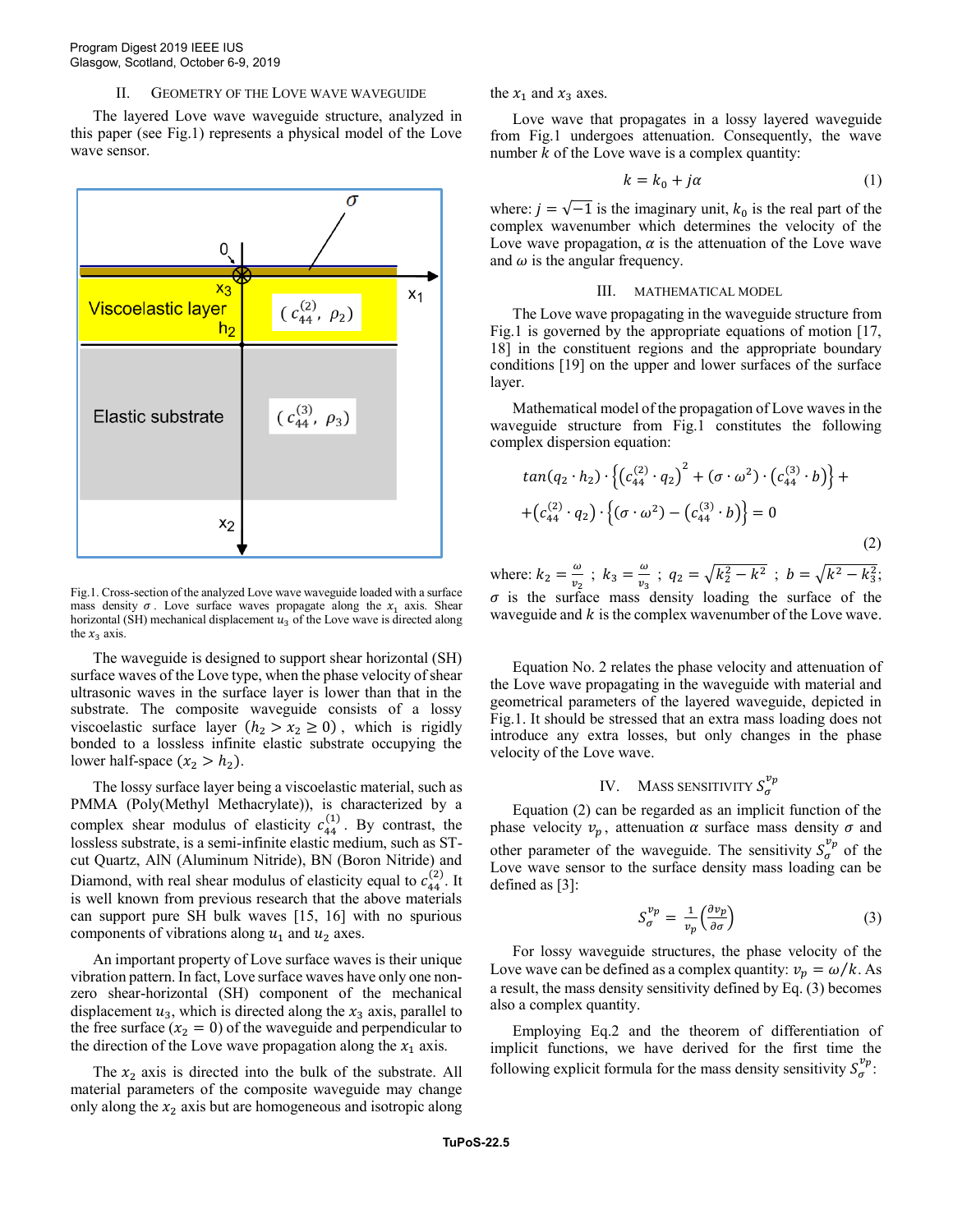## II. Geometry of the Love Wave Waveguide

The layered Love wave waveguide structure, analyzed in this paper (see Fig.1) represents a physical model of the Love wave sensor.

Fig.1. Cross-section of the analyzed Love wave waveguide loaded with a surface mass density $\sigma$. Love surface waves propagate along the $x_1$ axis. Shear horizontal (SH) mechanical displacement $u_3$ of the Love wave is directed along the $x_3$ axis.

The waveguide is designed to support shear horizontal (SH) surface waves of the Love type, when the phase velocity of shear ultrasonic waves in the surface layer is lower than that in the substrate. The composite waveguide consists of a lossy viscoelastic surface layer ($h_2 > x_2 \geq 0$), which is rigidly bonded to a lossless infinite elastic substrate occupying the lower half-space ($x_2 > h_2$).

The lossy surface layer being a viscoelastic material, such as PMMA (Poly(Methyl Methacrylate)), is characterized by a complex shear modulus of elasticity $c_{44}^{(1)}$. By contrast, the lossless substrate, is a semi-infinite elastic medium, such as ST-cut Quartz, AlN (Aluminum Nitride), BN (Boron Nitride) and Diamond, with real shear modulus of elasticity equal to $c_{44}^{(2)}$. It is well known from previous research that the above materials can support pure SH bulk waves [15, 16] with no spurious components of vibrations along $u_1$ and $u_2$ axes.

An important property of Love surface waves is their unique vibration pattern. In fact, Love surface waves have only one non-zero shear-horizontal (SH) component of the mechanical displacement $u_3$, which is directed along the $x_3$ axis, parallel to the free surface ($x_2 = 0$) of the waveguide and perpendicular to the direction of the Love wave propagation along the $x_1$ axis.

The $x_2$ axis is directed into the bulk of the substrate. All material parameters of the composite waveguide may change only along the $x_2$ axis but are homogeneous and isotropic along the $x_1$ and $x_3$ axes.

Love wave that propagates in a lossy layered waveguide from Fig.1 undergoes attenuation. Consequently, the wave number $k$ of the Love wave is a complex quantity:

$$k = k_0 + j\alpha \tag{1}$$

where: $j = \sqrt{-1}$ is the imaginary unit, $k_0$ is the real part of the complex wavenumber which determines the velocity of the Love wave propagation, $\alpha$ is the attenuation of the Love wave and $\omega$ is the angular frequency.

## III. Mathematical Model

The Love wave propagating in the waveguide structure from Fig.1 is governed by the appropriate equations of motion [17, 18] in the constituent regions and the appropriate boundary conditions [19] on the upper and lower surfaces of the surface layer.

Mathematical model of the propagation of Love waves in the waveguide structure from Fig.1 constitutes the following complex dispersion equation:

$$\begin{aligned} &tan(q_2 \cdot h_2) \cdot \left\{ \left(c_{44}^{(2)} \cdot q_2\right)^2 + (\sigma \cdot \omega^2) \cdot \left(c_{44}^{(3)} \cdot b\right) \right\} + \\ &+ \left(c_{44}^{(2)} \cdot q_2\right) \cdot \left\{ (\sigma \cdot \omega^2) - \left(c_{44}^{(3)} \cdot b\right) \right\} = 0 \end{aligned} \tag{2}$$

where: $k_2 = \frac{\omega}{v_2}$ ; $k_3 = \frac{\omega}{v_3}$ ; $q_2 = \sqrt{k_2^2 - k^2}$ ; $b = \sqrt{k^2 - k_3^2}$; $\sigma$ is the surface mass density loading the surface of the waveguide and $k$ is the complex wavenumber of the Love wave.

Equation No. 2 relates the phase velocity and attenuation of the Love wave propagating in the waveguide with material and geometrical parameters of the layered waveguide, depicted in Fig.1. It should be stressed that an extra mass loading does not introduce any extra losses, but only changes in the phase velocity of the Love wave.

## IV. Mass Sensitivity $S_\sigma^{v_p}$

Equation (2) can be regarded as an implicit function of the phase velocity $v_p$, attenuation $\alpha$ surface mass density $\sigma$ and other parameter of the waveguide. The sensitivity $S_\sigma^{v_p}$ of the Love wave sensor to the surface density mass loading can be defined as [3]:

$$S_\sigma^{v_p} = \frac{1}{v_p}\left(\frac{\partial v_p}{\partial \sigma}\right) \tag{3}$$

For lossy waveguide structures, the phase velocity of the Love wave can be defined as a complex quantity: $v_p = \omega / k$. As a result, the mass density sensitivity defined by Eq. (3) becomes also a complex quantity.

Employing Eq.2 and the theorem of differentiation of implicit functions, we have derived for the first time the following explicit formula for the mass density sensitivity $S_\sigma^{v_p}$: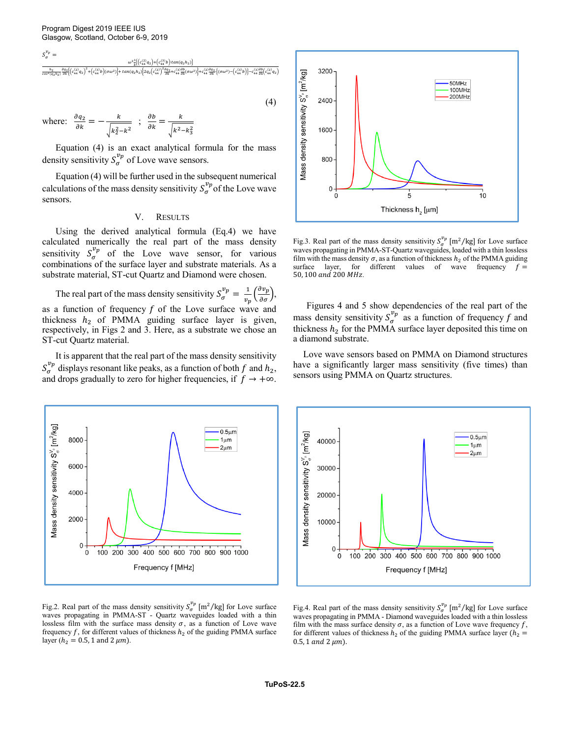$$S_\sigma^{v_p} = \frac{\omega^2 \frac{1}{k}\left\{\left(c_{44}^{(2)} q_2\right) + \left(c_{44}^{(3)} b\right) \tan(q_2 h_2)\right\}}{\frac{h_2}{\cos^2(q_2 h_2)} \frac{\partial q_2}{\partial k}\left\{\left(c_{44}^{(2)} q_2\right)^2 + \left(c_{44}^{(3)} b\right)(\sigma\omega^2)\right\} + \tan(q_2 h_2)\left\{2 q_2 \left(c_{44}^{(2)}\right)^2 \frac{\partial q_2}{\partial k} + c_{44}^{(3)} \frac{\partial b}{\partial k}(\sigma\omega^2)\right\} + c_{44}^{(2)} \frac{\partial q_2}{\partial k}\left\{(\sigma\omega^2) - \left(c_{44}^{(3)} b\right)\right\} - c_{44}^{(3)} \frac{\partial b}{\partial k}\left(c_{44}^{(2)} q_2\right)} \tag{4}$$

where: $\frac{\partial q_2}{\partial k} = -\frac{k}{\sqrt{k_2^2 - k^2}}$ ; $\frac{\partial b}{\partial k} = \frac{k}{\sqrt{k^2 - k_3^2}}$

Equation (4) is an exact analytical formula for the mass density sensitivity $S_\sigma^{v_p}$ of Love wave sensors.

Equation (4) will be further used in the subsequent numerical calculations of the mass density sensitivity $S_\sigma^{v_p}$ of the Love wave sensors.

## V. Results

Using the derived analytical formula (Eq.4) we have calculated numerically the real part of the mass density sensitivity $S_\sigma^{v_p}$ of the Love wave sensor, for various combinations of the surface layer and substrate materials. As a substrate material, ST-cut Quartz and Diamond were chosen.

The real part of the mass density sensitivity $S_\sigma^{v_p} = \frac{1}{v_p}\left(\frac{\partial v_p}{\partial \sigma}\right)$, as a function of frequency $f$ of the Love surface wave and thickness $h_2$ of PMMA guiding surface layer is given, respectively, in Figs 2 and 3. Here, as a substrate we chose an ST-cut Quartz material.

It is apparent that the real part of the mass density sensitivity $S_\sigma^{v_p}$ displays resonant like peaks, as a function of both $f$ and $h_2$, and drops gradually to zero for higher frequencies, if $f \to +\infty$.

Fig.3. Real part of the mass density sensitivity $S_\sigma^{v_p}$ $[\mathrm{m}^2/\mathrm{kg}]$ for Love surface waves propagating in PMMA-ST-Quartz waveguides, loaded with a thin lossless film with the mass density $\sigma$, as a function of thickness $h_2$ of the PMMA guiding surface layer, for different values of wave frequency $f = 50, 100$ and $200$ MHz.

Figures 4 and 5 show dependencies of the real part of the mass density sensitivity $S_\sigma^{v_p}$ as a function of frequency $f$ and thickness $h_2$ for the PMMA surface layer deposited this time on a diamond substrate.

Love wave sensors based on PMMA on Diamond structures have a significantly larger mass sensitivity (five times) than sensors using PMMA on Quartz structures.

Fig.2. Real part of the mass density sensitivity $S_\sigma^{v_p}$ $[\mathrm{m}^2/\mathrm{kg}]$ for Love surface waves propagating in PMMA-ST - Quartz waveguides loaded with a thin lossless film with the surface mass density $\sigma$, as a function of Love wave frequency $f$, for different values of thickness $h_2$ of the guiding PMMA surface layer ($h_2 = 0.5, 1$ and $2\ \mu m$).

Fig.4. Real part of the mass density sensitivity $S_\sigma^{v_p}$ $[\mathrm{m}^2/\mathrm{kg}]$ for Love surface waves propagating in PMMA - Diamond waveguides loaded with a thin lossless film with the mass surface density $\sigma$, as a function of Love wave frequency $f$, for different values of thickness $h_2$ of the guiding PMMA surface layer ($h_2 = 0.5, 1$ and $2\ \mu m$).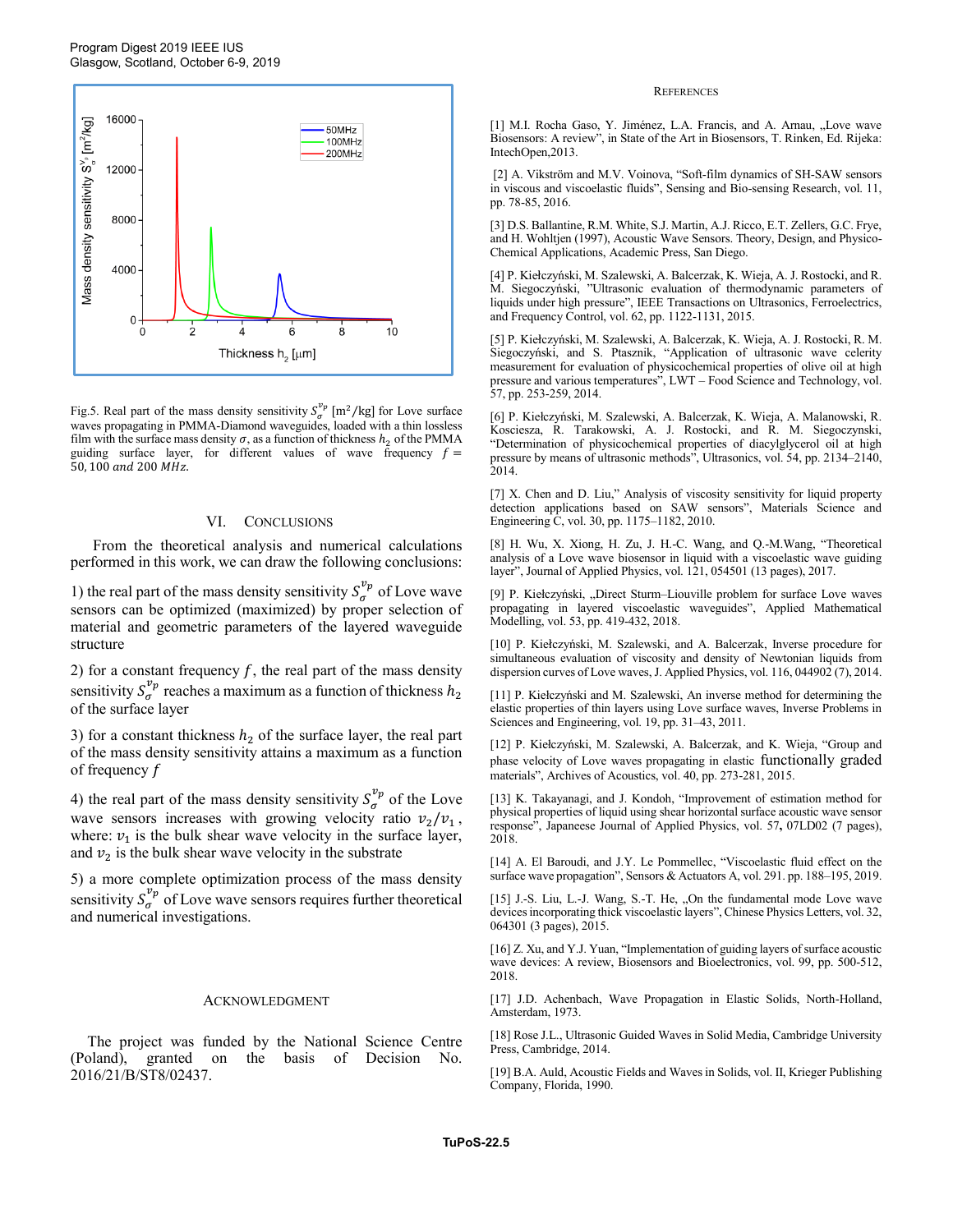16000
12000
8000
4000
0
0 2 4 6 8 10
Thickness $h_2$ [μm]
Mass density sensitivity $S_\sigma^{v_p}$ [m²/kg]
50MHz
100MHz
200MHz

Fig.5. Real part of the mass density sensitivity $S_\sigma^{v_p}$ [m²/kg] for Love surface waves propagating in PMMA-Diamond waveguides, loaded with a thin lossless film with the surface mass density $\sigma$, as a function of thickness $h_2$ of the PMMA guiding surface layer, for different values of wave frequency $f = 50, 100$ *and* $200\ MHz$.

## VI. Conclusions

From the theoretical analysis and numerical calculations performed in this work, we can draw the following conclusions:

1) the real part of the mass density sensitivity $S_\sigma^{v_p}$ of Love wave sensors can be optimized (maximized) by proper selection of material and geometric parameters of the layered waveguide structure

2) for a constant frequency $f$, the real part of the mass density sensitivity $S_\sigma^{v_p}$ reaches a maximum as a function of thickness $h_2$ of the surface layer

3) for a constant thickness $h_2$ of the surface layer, the real part of the mass density sensitivity attains a maximum as a function of frequency $f$

4) the real part of the mass density sensitivity $S_\sigma^{v_p}$ of the Love wave sensors increases with growing velocity ratio $v_2/v_1$, where: $v_1$ is the bulk shear wave velocity in the surface layer, and $v_2$ is the bulk shear wave velocity in the substrate

5) a more complete optimization process of the mass density sensitivity $S_\sigma^{v_p}$ of Love wave sensors requires further theoretical and numerical investigations.

## Acknowledgment

The project was funded by the National Science Centre (Poland), granted on the basis of Decision No. 2016/21/B/ST8/02437.

## References

[1] M.I. Rocha Gaso, Y. Jiménez, L.A. Francis, and A. Arnau, „Love wave Biosensors: A review", in State of the Art in Biosensors, T. Rinken, Ed. Rijeka: IntechOpen,2013.

[2] A. Vikström and M.V. Voinova, "Soft-film dynamics of SH-SAW sensors in viscous and viscoelastic fluids", Sensing and Bio-sensing Research, vol. 11, pp. 78-85, 2016.

[3] D.S. Ballantine, R.M. White, S.J. Martin, A.J. Ricco, E.T. Zellers, G.C. Frye, and H. Wohltjen (1997), Acoustic Wave Sensors. Theory, Design, and Physico-Chemical Applications, Academic Press, San Diego.

[4] P. Kiełczyński, M. Szalewski, A. Balcerzak, K. Wieja, A. J. Rostocki, and R. M. Siegoczyński, "Ultrasonic evaluation of thermodynamic parameters of liquids under high pressure", IEEE Transactions on Ultrasonics, Ferroelectrics, and Frequency Control, vol. 62, pp. 1122-1131, 2015.

[5] P. Kiełczyński, M. Szalewski, A. Balcerzak, K. Wieja, A. J. Rostocki, R. M. Siegoczyński, and S. Ptasznik, "Application of ultrasonic wave celerity measurement for evaluation of physicochemical properties of olive oil at high pressure and various temperatures", LWT – Food Science and Technology, vol. 57, pp. 253-259, 2014.

[6] P. Kiełczyński, M. Szalewski, A. Balcerzak, K. Wieja, A. Malanowski, R. Kosciesza, R. Tarakowski, A. J. Rostocki, and R. M. Siegoczynski, "Determination of physicochemical properties of diacylglycerol oil at high pressure by means of ultrasonic methods", Ultrasonics, vol. 54, pp. 2134–2140, 2014.

[7] X. Chen and D. Liu," Analysis of viscosity sensitivity for liquid property detection applications based on SAW sensors", Materials Science and Engineering C, vol. 30, pp. 1175–1182, 2010.

[8] H. Wu, X. Xiong, H. Zu, J. H.-C. Wang, and Q.-M.Wang, "Theoretical analysis of a Love wave biosensor in liquid with a viscoelastic wave guiding layer", Journal of Applied Physics, vol. 121, 054501 (13 pages), 2017.

[9] P. Kiełczyński, „Direct Sturm–Liouville problem for surface Love waves propagating in layered viscoelastic waveguides", Applied Mathematical Modelling, vol. 53, pp. 419-432, 2018.

[10] P. Kiełczyński, M. Szalewski, and A. Balcerzak, Inverse procedure for simultaneous evaluation of viscosity and density of Newtonian liquids from dispersion curves of Love waves, J. Applied Physics, vol. 116, 044902 (7), 2014.

[11] P. Kiełczyński and M. Szalewski, An inverse method for determining the elastic properties of thin layers using Love surface waves, Inverse Problems in Sciences and Engineering, vol. 19, pp. 31–43, 2011.

[12] P. Kiełczyński, M. Szalewski, A. Balcerzak, and K. Wieja, "Group and phase velocity of Love waves propagating in elastic functionally graded materials", Archives of Acoustics, vol. 40, pp. 273-281, 2015.

[13] K. Takayanagi, and J. Kondoh, "Improvement of estimation method for physical properties of liquid using shear horizontal surface acoustic wave sensor response", Japaneese Journal of Applied Physics, vol. 57, 07LD02 (7 pages), 2018.

[14] A. El Baroudi, and J.Y. Le Pommellec, "Viscoelastic fluid effect on the surface wave propagation", Sensors & Actuators A, vol. 291. pp. 188–195, 2019.

[15] J.-S. Liu, L.-J. Wang, S.-T. He, „On the fundamental mode Love wave devices incorporating thick viscoelastic layers", Chinese Physics Letters, vol. 32, 064301 (3 pages), 2015.

[16] Z. Xu, and Y.J. Yuan, "Implementation of guiding layers of surface acoustic wave devices: A review, Biosensors and Bioelectronics, vol. 99, pp. 500-512, 2018.

[17] J.D. Achenbach, Wave Propagation in Elastic Solids, North-Holland, Amsterdam, 1973.

[18] Rose J.L., Ultrasonic Guided Waves in Solid Media, Cambridge University Press, Cambridge, 2014.

[19] B.A. Auld, Acoustic Fields and Waves in Solids, vol. II, Krieger Publishing Company, Florida, 1990.